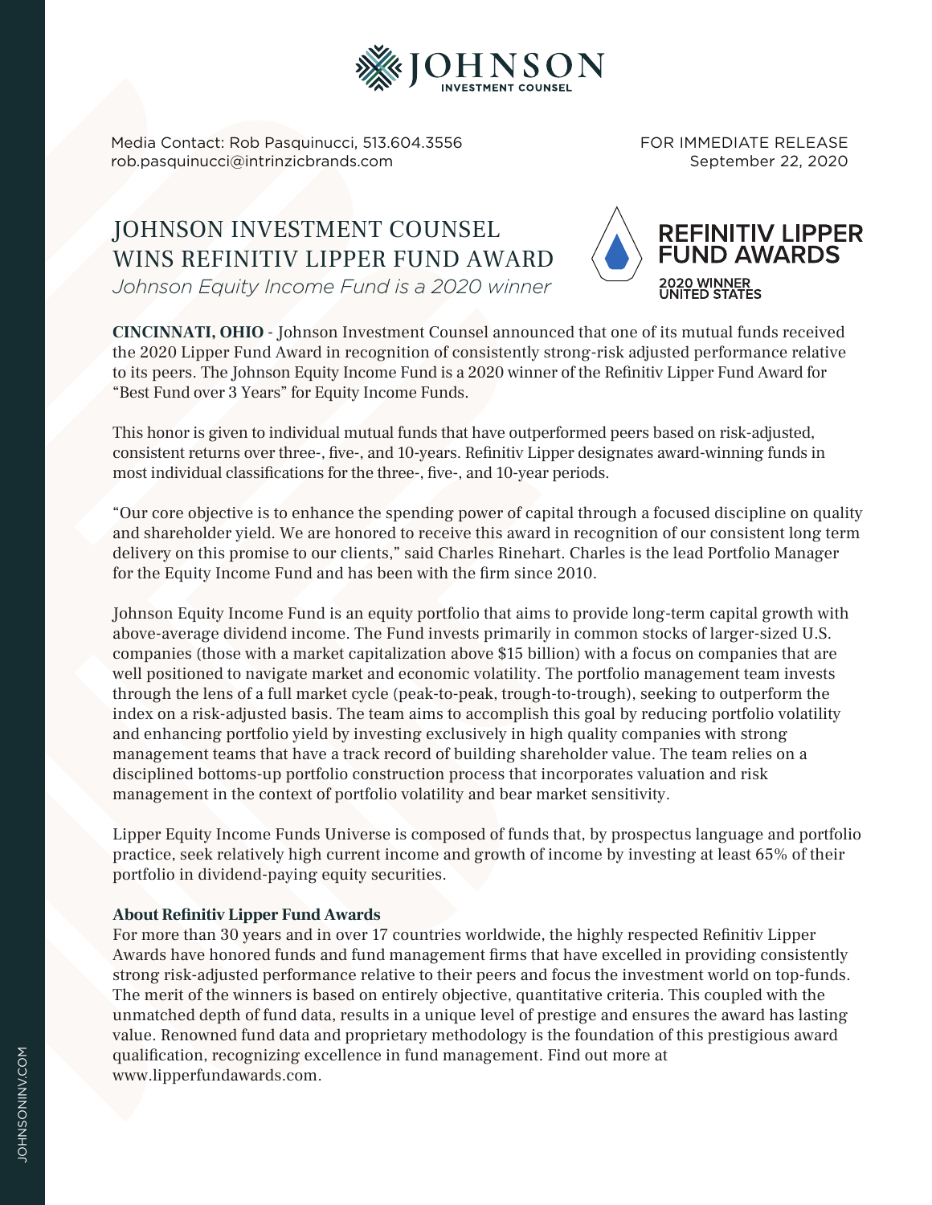JOHNSON INVESTMENT COUNSEL

Media Contact: Rob Pasquinucci, 513.604.3556
rob.pasquinucci@intrinzicbrands.com

FOR IMMEDIATE RELEASE
September 22, 2020

# JOHNSON INVESTMENT COUNSEL WINS REFINITIV LIPPER FUND AWARD

*Johnson Equity Income Fund is a 2020 winner*

REFINITIV LIPPER FUND AWARDS
2020 WINNER
UNITED STATES

**CINCINNATI, OHIO** - Johnson Investment Counsel announced that one of its mutual funds received the 2020 Lipper Fund Award in recognition of consistently strong-risk adjusted performance relative to its peers. The Johnson Equity Income Fund is a 2020 winner of the Refinitiv Lipper Fund Award for "Best Fund over 3 Years" for Equity Income Funds.

This honor is given to individual mutual funds that have outperformed peers based on risk-adjusted, consistent returns over three-, five-, and 10-years. Refinitiv Lipper designates award-winning funds in most individual classifications for the three-, five-, and 10-year periods.

"Our core objective is to enhance the spending power of capital through a focused discipline on quality and shareholder yield. We are honored to receive this award in recognition of our consistent long term delivery on this promise to our clients," said Charles Rinehart. Charles is the lead Portfolio Manager for the Equity Income Fund and has been with the firm since 2010.

Johnson Equity Income Fund is an equity portfolio that aims to provide long-term capital growth with above-average dividend income. The Fund invests primarily in common stocks of larger-sized U.S. companies (those with a market capitalization above $15 billion) with a focus on companies that are well positioned to navigate market and economic volatility. The portfolio management team invests through the lens of a full market cycle (peak-to-peak, trough-to-trough), seeking to outperform the index on a risk-adjusted basis. The team aims to accomplish this goal by reducing portfolio volatility and enhancing portfolio yield by investing exclusively in high quality companies with strong management teams that have a track record of building shareholder value. The team relies on a disciplined bottoms-up portfolio construction process that incorporates valuation and risk management in the context of portfolio volatility and bear market sensitivity.

Lipper Equity Income Funds Universe is composed of funds that, by prospectus language and portfolio practice, seek relatively high current income and growth of income by investing at least 65% of their portfolio in dividend-paying equity securities.

**About Refinitiv Lipper Fund Awards**

For more than 30 years and in over 17 countries worldwide, the highly respected Refinitiv Lipper Awards have honored funds and fund management firms that have excelled in providing consistently strong risk-adjusted performance relative to their peers and focus the investment world on top-funds. The merit of the winners is based on entirely objective, quantitative criteria. This coupled with the unmatched depth of fund data, results in a unique level of prestige and ensures the award has lasting value. Renowned fund data and proprietary methodology is the foundation of this prestigious award qualification, recognizing excellence in fund management. Find out more at www.lipperfundawards.com.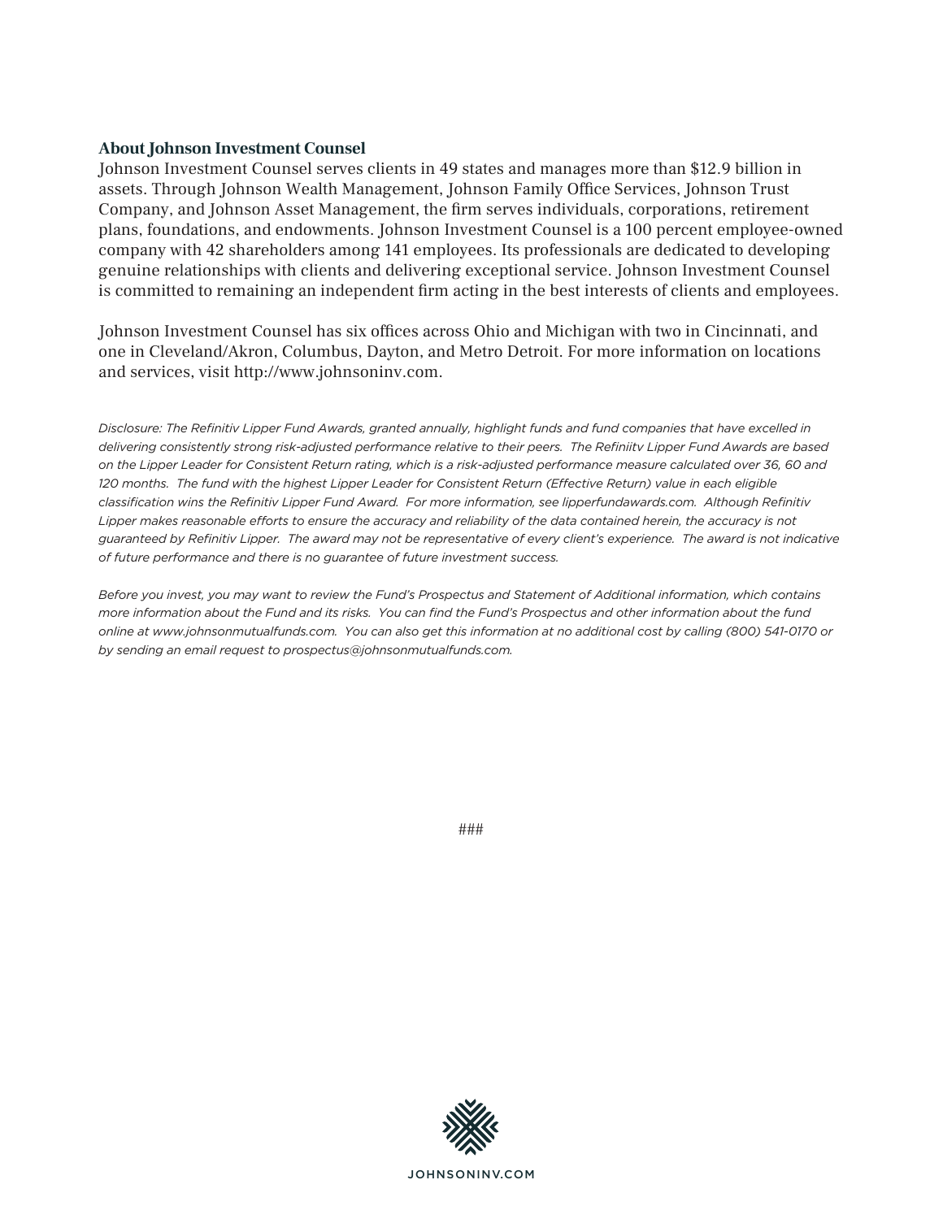**About Johnson Investment Counsel**

Johnson Investment Counsel serves clients in 49 states and manages more than $12.9 billion in assets. Through Johnson Wealth Management, Johnson Family Office Services, Johnson Trust Company, and Johnson Asset Management, the firm serves individuals, corporations, retirement plans, foundations, and endowments. Johnson Investment Counsel is a 100 percent employee-owned company with 42 shareholders among 141 employees. Its professionals are dedicated to developing genuine relationships with clients and delivering exceptional service. Johnson Investment Counsel is committed to remaining an independent firm acting in the best interests of clients and employees.

Johnson Investment Counsel has six offices across Ohio and Michigan with two in Cincinnati, and one in Cleveland/Akron, Columbus, Dayton, and Metro Detroit. For more information on locations and services, visit http://www.johnsoninv.com.

*Disclosure: The Refinitiv Lipper Fund Awards, granted annually, highlight funds and fund companies that have excelled in delivering consistently strong risk-adjusted performance relative to their peers. The Refiniitv Lipper Fund Awards are based on the Lipper Leader for Consistent Return rating, which is a risk-adjusted performance measure calculated over 36, 60 and 120 months. The fund with the highest Lipper Leader for Consistent Return (Effective Return) value in each eligible classification wins the Refinitiv Lipper Fund Award. For more information, see lipperfundawards.com. Although Refinitiv Lipper makes reasonable efforts to ensure the accuracy and reliability of the data contained herein, the accuracy is not guaranteed by Refinitiv Lipper. The award may not be representative of every client's experience. The award is not indicative of future performance and there is no guarantee of future investment success.*

*Before you invest, you may want to review the Fund's Prospectus and Statement of Additional information, which contains more information about the Fund and its risks. You can find the Fund's Prospectus and other information about the fund online at www.johnsonmutualfunds.com. You can also get this information at no additional cost by calling (800) 541-0170 or by sending an email request to prospectus@johnsonmutualfunds.com.*

###

JOHNSONINV.COM